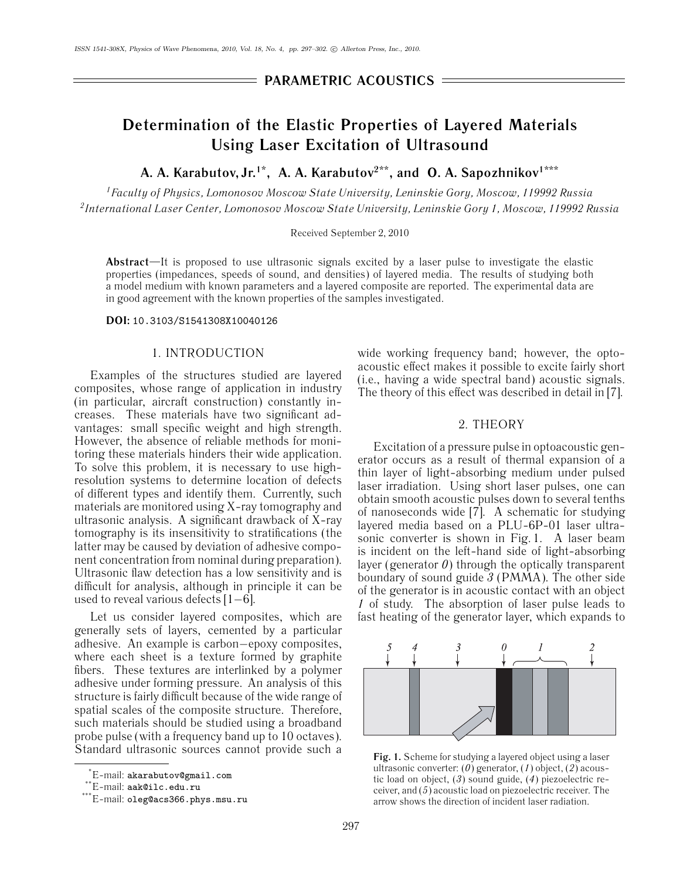**PARAMETRIC ACOUSTICS**

# Determination of the Elastic Properties of Layered Materials Using Laser Excitation of Ultrasound

**A. A. Karabutov, Jr.[1*], A. A. Karabutov[2**], and O. A. Sapozhnikov[1***]**

[1] *Faculty of Physics, Lomonosov Moscow State University, Leninskie Gory, Moscow, 119992 Russia*

[2] *International Laser Center, Lomonosov Moscow State University, Leninskie Gory 1, Moscow, 119992 Russia*

Received September 2, 2010

**Abstract**—It is proposed to use ultrasonic signals excited by a laser pulse to investigate the elastic properties (impedances, speeds of sound, and densities) of layered media. The results of studying both a model medium with known parameters and a layered composite are reported. The experimental data are in good agreement with the known properties of the samples investigated.

**DOI:** 10.3103/S1541308X10040126

## 1. INTRODUCTION

Examples of the structures studied are layered composites, whose range of application in industry (in particular, aircraft construction) constantly increases. These materials have two significant advantages: small specific weight and high strength. However, the absence of reliable methods for monitoring these materials hinders their wide application. To solve this problem, it is necessary to use high-resolution systems to determine location of defects of different types and identify them. Currently, such materials are monitored using X-ray tomography and ultrasonic analysis. A significant drawback of X-ray tomography is its insensitivity to stratifications (the latter may be caused by deviation of adhesive component concentration from nominal during preparation). Ultrasonic flaw detection has a low sensitivity and is difficult for analysis, although in principle it can be used to reveal various defects [1–6].

Let us consider layered composites, which are generally sets of layers, cemented by a particular adhesive. An example is carbon–epoxy composites, where each sheet is a texture formed by graphite fibers. These textures are interlinked by a polymer adhesive under forming pressure. An analysis of this structure is fairly difficult because of the wide range of spatial scales of the composite structure. Therefore, such materials should be studied using a broadband probe pulse (with a frequency band up to 10 octaves). Standard ultrasonic sources cannot provide such a wide working frequency band; however, the optoacoustic effect makes it possible to excite fairly short (i.e., having a wide spectral band) acoustic signals. The theory of this effect was described in detail in [7].

## 2. THEORY

Excitation of a pressure pulse in optoacoustic generator occurs as a result of thermal expansion of a thin layer of light-absorbing medium under pulsed laser irradiation. Using short laser pulses, one can obtain smooth acoustic pulses down to several tenths of nanoseconds wide [7]. A schematic for studying layered media based on a PLU-6P-01 laser ultrasonic converter is shown in Fig. 1. A laser beam is incident on the left-hand side of light-absorbing layer (generator *0*) through the optically transparent boundary of sound guide *3* (PMMA). The other side of the generator is in acoustic contact with an object *1* of study. The absorption of laser pulse leads to fast heating of the generator layer, which expands to

**Fig. 1.** Scheme for studying a layered object using a laser ultrasonic converter: (*0*) generator, (*1*) object, (*2*) acoustic load on object, (*3*) sound guide, (*4*) piezoelectric receiver, and (*5*) acoustic load on piezoelectric receiver. The arrow shows the direction of incident laser radiation.

---

[*] E-mail: akarabutov@gmail.com

[**] E-mail: aak@ilc.edu.ru

[***] E-mail: oleg@acs366.phys.msu.ru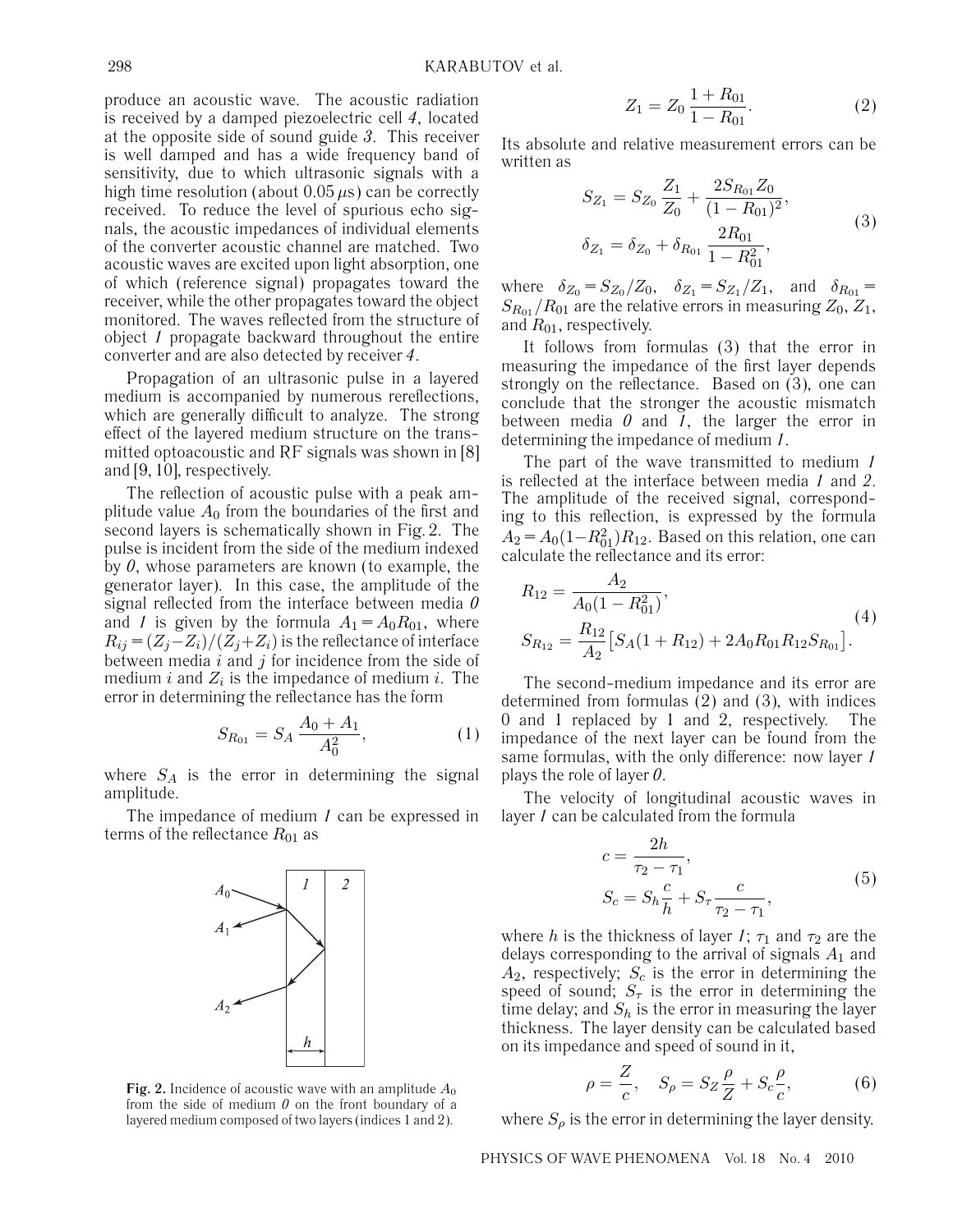produce an acoustic wave. The acoustic radiation is received by a damped piezoelectric cell *4*, located at the opposite side of sound guide *3*. This receiver is well damped and has a wide frequency band of sensitivity, due to which ultrasonic signals with a high time resolution (about 0.05 $\mu$s) can be correctly received. To reduce the level of spurious echo signals, the acoustic impedances of individual elements of the converter acoustic channel are matched. Two acoustic waves are excited upon light absorption, one of which (reference signal) propagates toward the receiver, while the other propagates toward the object monitored. The waves reflected from the structure of object *1* propagate backward throughout the entire converter and are also detected by receiver *4*.

Propagation of an ultrasonic pulse in a layered medium is accompanied by numerous rereflections, which are generally difficult to analyze. The strong effect of the layered medium structure on the transmitted optoacoustic and RF signals was shown in [8] and [9, 10], respectively.

The reflection of acoustic pulse with a peak amplitude value $A_0$ from the boundaries of the first and second layers is schematically shown in Fig. 2. The pulse is incident from the side of the medium indexed by *0*, whose parameters are known (to example, the generator layer). In this case, the amplitude of the signal reflected from the interface between media *0* and *1* is given by the formula $A_1 = A_0 R_{01}$, where $R_{ij} = (Z_j - Z_i)/(Z_j + Z_i)$ is the reflectance of interface between media $i$ and $j$ for incidence from the side of medium $i$ and $Z_i$ is the impedance of medium $i$. The error in determining the reflectance has the form

$$S_{R_{01}} = S_A \frac{A_0 + A_1}{A_0^2}, \tag{1}$$

where $S_A$ is the error in determining the signal amplitude.

The impedance of medium *1* can be expressed in terms of the reflectance $R_{01}$ as

**Fig. 2.** Incidence of acoustic wave with an amplitude $A_0$ from the side of medium *0* on the front boundary of a layered medium composed of two layers (indices 1 and 2).

$$Z_1 = Z_0 \frac{1 + R_{01}}{1 - R_{01}}. \tag{2}$$

Its absolute and relative measurement errors can be written as

$$S_{Z_1} = S_{Z_0} \frac{Z_1}{Z_0} + \frac{2 S_{R_{01}} Z_0}{(1 - R_{01})^2},$$
$$\delta_{Z_1} = \delta_{Z_0} + \delta_{R_{01}} \frac{2R_{01}}{1 - R_{01}^2}, \tag{3}$$

where $\delta_{Z_0} = S_{Z_0}/Z_0$, $\delta_{Z_1} = S_{Z_1}/Z_1$, and $\delta_{R_{01}} = S_{R_{01}}/R_{01}$ are the relative errors in measuring $Z_0$, $Z_1$, and $R_{01}$, respectively.

It follows from formulas (3) that the error in measuring the impedance of the first layer depends strongly on the reflectance. Based on (3), one can conclude that the stronger the acoustic mismatch between media *0* and *1*, the larger the error in determining the impedance of medium *1*.

The part of the wave transmitted to medium *1* is reflected at the interface between media *1* and *2*. The amplitude of the received signal, corresponding to this reflection, is expressed by the formula $A_2 = A_0(1 - R_{01}^2) R_{12}$. Based on this relation, one can calculate the reflectance and its error:

$$R_{12} = \frac{A_2}{A_0(1 - R_{01}^2)},$$
$$S_{R_{12}} = \frac{R_{12}}{A_2}\left[S_A(1 + R_{12}) + 2A_0 R_{01} R_{12} S_{R_{01}}\right]. \tag{4}$$

The second-medium impedance and its error are determined from formulas (2) and (3), with indices 0 and 1 replaced by 1 and 2, respectively. The impedance of the next layer can be found from the same formulas, with the only difference: now layer *1* plays the role of layer *0*.

The velocity of longitudinal acoustic waves in layer *1* can be calculated from the formula

$$c = \frac{2h}{\tau_2 - \tau_1},$$
$$S_c = S_h \frac{c}{h} + S_\tau \frac{c}{\tau_2 - \tau_1}, \tag{5}$$

where $h$ is the thickness of layer *1*; $\tau_1$ and $\tau_2$ are the delays corresponding to the arrival of signals $A_1$ and $A_2$, respectively; $S_c$ is the error in determining the speed of sound; $S_\tau$ is the error in determining the time delay; and $S_h$ is the error in measuring the layer thickness. The layer density can be calculated based on its impedance and speed of sound in it,

$$\rho = \frac{Z}{c}, \quad S_\rho = S_Z \frac{\rho}{Z} + S_c \frac{\rho}{c}, \tag{6}$$

where $S_\rho$ is the error in determining the layer density.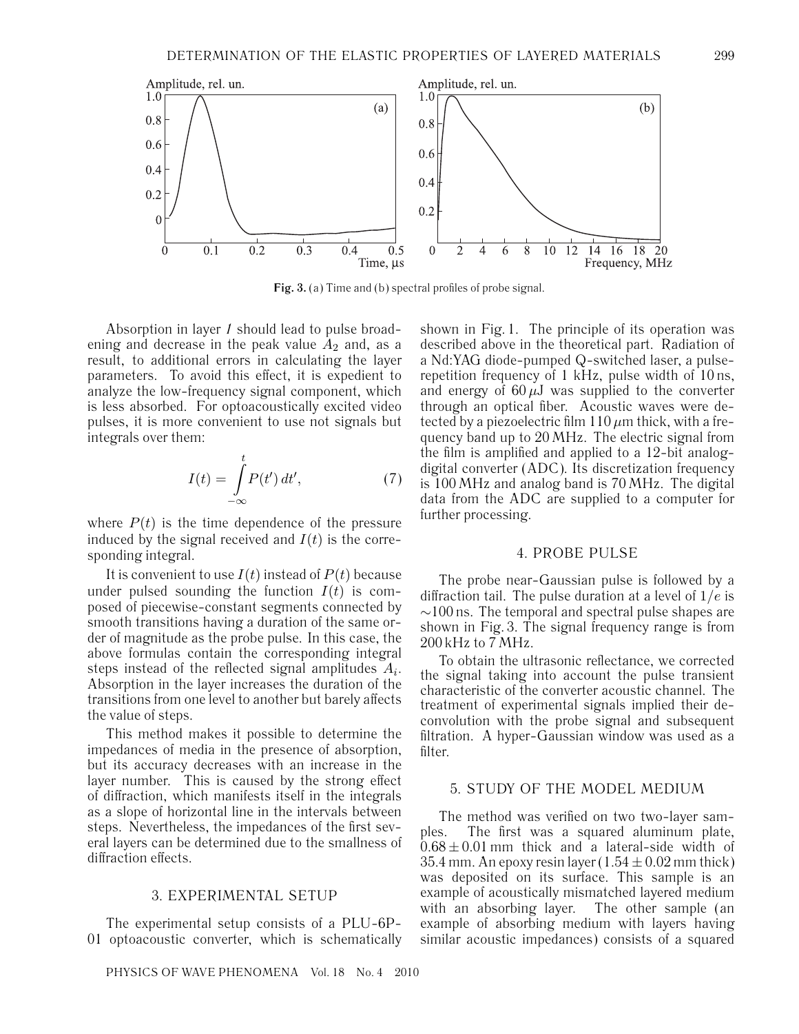Fig. 3. (a) Time and (b) spectral profiles of probe signal.

Absorption in layer *1* should lead to pulse broadening and decrease in the peak value $A_2$ and, as a result, to additional errors in calculating the layer parameters. To avoid this effect, it is expedient to analyze the low-frequency signal component, which is less absorbed. For optoacoustically excited video pulses, it is more convenient to use not signals but integrals over them:

$$I(t) = \int_{-\infty}^{t} P(t')\,dt', \tag{7}$$

where $P(t)$ is the time dependence of the pressure induced by the signal received and $I(t)$ is the corresponding integral.

It is convenient to use $I(t)$ instead of $P(t)$ because under pulsed sounding the function $I(t)$ is composed of piecewise-constant segments connected by smooth transitions having a duration of the same order of magnitude as the probe pulse. In this case, the above formulas contain the corresponding integral steps instead of the reflected signal amplitudes $A_i$. Absorption in the layer increases the duration of the transitions from one level to another but barely affects the value of steps.

This method makes it possible to determine the impedances of media in the presence of absorption, but its accuracy decreases with an increase in the layer number. This is caused by the strong effect of diffraction, which manifests itself in the integrals as a slope of horizontal line in the intervals between steps. Nevertheless, the impedances of the first several layers can be determined due to the smallness of diffraction effects.

## 3. EXPERIMENTAL SETUP

The experimental setup consists of a PLU-6P-01 optoacoustic converter, which is schematically shown in Fig. 1. The principle of its operation was described above in the theoretical part. Radiation of a Nd:YAG diode-pumped Q-switched laser, a pulse-repetition frequency of 1 kHz, pulse width of 10 ns, and energy of 60 $\mu$J was supplied to the converter through an optical fiber. Acoustic waves were detected by a piezoelectric film 110 $\mu$m thick, with a frequency band up to 20 MHz. The electric signal from the film is amplified and applied to a 12-bit analog-digital converter (ADC). Its discretization frequency is 100 MHz and analog band is 70 MHz. The digital data from the ADC are supplied to a computer for further processing.

## 4. PROBE PULSE

The probe near-Gaussian pulse is followed by a diffraction tail. The pulse duration at a level of $1/e$ is $\sim$100 ns. The temporal and spectral pulse shapes are shown in Fig. 3. The signal frequency range is from 200 kHz to 7 MHz.

To obtain the ultrasonic reflectance, we corrected the signal taking into account the pulse transient characteristic of the converter acoustic channel. The treatment of experimental signals implied their deconvolution with the probe signal and subsequent filtration. A hyper-Gaussian window was used as a filter.

## 5. STUDY OF THE MODEL MEDIUM

The method was verified on two two-layer samples. The first was a squared aluminum plate, $0.68 \pm 0.01$ mm thick and a lateral-side width of 35.4 mm. An epoxy resin layer ($1.54 \pm 0.02$ mm thick) was deposited on its surface. This sample is an example of acoustically mismatched layered medium with an absorbing layer. The other sample (an example of absorbing medium with layers having similar acoustic impedances) consists of a squared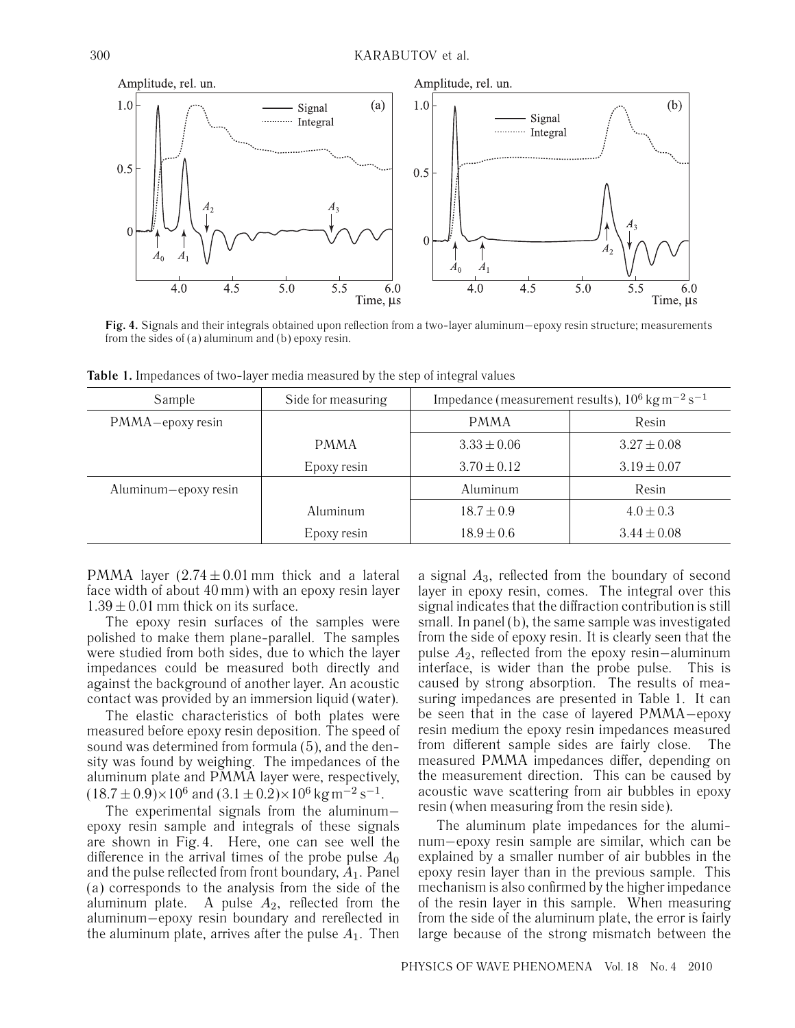**Fig. 4.** Signals and their integrals obtained upon reflection from a two-layer aluminum–epoxy resin structure; measurements from the sides of (a) aluminum and (b) epoxy resin.

**Table 1.** Impedances of two-layer media measured by the step of integral values

| Sample | Side for measuring | Impedance (measurement results), $10^6\,\mathrm{kg\,m^{-2}\,s^{-1}}$ | |
|---|---|---|---|
| PMMA–epoxy resin | | PMMA | Resin |
| | PMMA | $3.33 \pm 0.06$ | $3.27 \pm 0.08$ |
| | Epoxy resin | $3.70 \pm 0.12$ | $3.19 \pm 0.07$ |
| Aluminum–epoxy resin | | Aluminum | Resin |
| | Aluminum | $18.7 \pm 0.9$ | $4.0 \pm 0.3$ |
| | Epoxy resin | $18.9 \pm 0.6$ | $3.44 \pm 0.08$ |

PMMA layer ($2.74 \pm 0.01$ mm thick and a lateral face width of about 40 mm) with an epoxy resin layer $1.39 \pm 0.01$ mm thick on its surface.

The epoxy resin surfaces of the samples were polished to make them plane-parallel. The samples were studied from both sides, due to which the layer impedances could be measured both directly and against the background of another layer. An acoustic contact was provided by an immersion liquid (water).

The elastic characteristics of both plates were measured before epoxy resin deposition. The speed of sound was determined from formula (5), and the density was found by weighing. The impedances of the aluminum plate and PMMA layer were, respectively, $(18.7 \pm 0.9)\times 10^6$ and $(3.1 \pm 0.2)\times 10^6\,\mathrm{kg\,m^{-2}\,s^{-1}}$.

The experimental signals from the aluminum–epoxy resin sample and integrals of these signals are shown in Fig. 4. Here, one can see well the difference in the arrival times of the probe pulse $A_0$ and the pulse reflected from front boundary, $A_1$. Panel (a) corresponds to the analysis from the side of the aluminum plate. A pulse $A_2$, reflected from the aluminum–epoxy resin boundary and rereflected in the aluminum plate, arrives after the pulse $A_1$. Then a signal $A_3$, reflected from the boundary of second layer in epoxy resin, comes. The integral over this signal indicates that the diffraction contribution is still small. In panel (b), the same sample was investigated from the side of epoxy resin. It is clearly seen that the pulse $A_2$, reflected from the epoxy resin–aluminum interface, is wider than the probe pulse. This is caused by strong absorption. The results of measuring impedances are presented in Table 1. It can be seen that in the case of layered PMMA–epoxy resin medium the epoxy resin impedances measured from different sample sides are fairly close. The measured PMMA impedances differ, depending on the measurement direction. This can be caused by acoustic wave scattering from air bubbles in epoxy resin (when measuring from the resin side).

The aluminum plate impedances for the aluminum–epoxy resin sample are similar, which can be explained by a smaller number of air bubbles in the epoxy resin layer than in the previous sample. This mechanism is also confirmed by the higher impedance of the resin layer in this sample. When measuring from the side of the aluminum plate, the error is fairly large because of the strong mismatch between the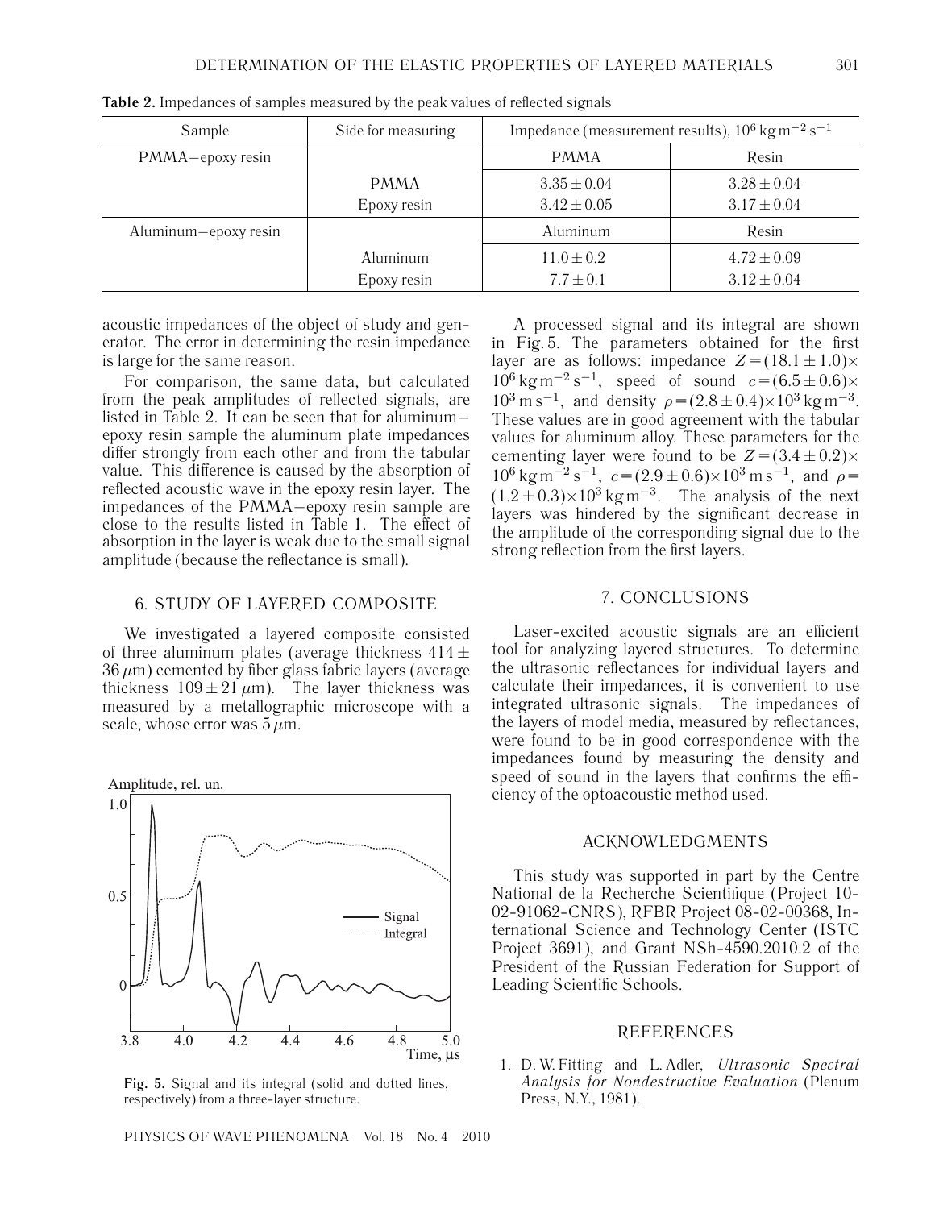**Table 2.** Impedances of samples measured by the peak values of reflected signals

| Sample | Side for measuring | Impedance (measurement results), $10^6\,\mathrm{kg\,m^{-2}\,s^{-1}}$ | |
|---|---|---|---|
| PMMA–epoxy resin | | PMMA | Resin |
| | PMMA | $3.35 \pm 0.04$ | $3.28 \pm 0.04$ |
| | Epoxy resin | $3.42 \pm 0.05$ | $3.17 \pm 0.04$ |
| Aluminum–epoxy resin | | Aluminum | Resin |
| | Aluminum | $11.0 \pm 0.2$ | $4.72 \pm 0.09$ |
| | Epoxy resin | $7.7 \pm 0.1$ | $3.12 \pm 0.04$ |

acoustic impedances of the object of study and generator. The error in determining the resin impedance is large for the same reason.

For comparison, the same data, but calculated from the peak amplitudes of reflected signals, are listed in Table 2. It can be seen that for aluminum–epoxy resin sample the aluminum plate impedances differ strongly from each other and from the tabular value. This difference is caused by the absorption of reflected acoustic wave in the epoxy resin layer. The impedances of the PMMA–epoxy resin sample are close to the results listed in Table 1. The effect of absorption in the layer is weak due to the small signal amplitude (because the reflectance is small).

## 6. STUDY OF LAYERED COMPOSITE

We investigated a layered composite consisted of three aluminum plates (average thickness $414 \pm 36\,\mu$m) cemented by fiber glass fabric layers (average thickness $109 \pm 21\,\mu$m). The layer thickness was measured by a metallographic microscope with a scale, whose error was $5\,\mu$m.

**Fig. 5.** Signal and its integral (solid and dotted lines, respectively) from a three-layer structure.

A processed signal and its integral are shown in Fig. 5. The parameters obtained for the first layer are as follows: impedance $Z = (18.1 \pm 1.0) \times 10^6\,\mathrm{kg\,m^{-2}\,s^{-1}}$, speed of sound $c = (6.5 \pm 0.6) \times 10^3\,\mathrm{m\,s^{-1}}$, and density $\rho = (2.8 \pm 0.4) \times 10^3\,\mathrm{kg\,m^{-3}}$. These values are in good agreement with the tabular values for aluminum alloy. These parameters for the cementing layer were found to be $Z = (3.4 \pm 0.2) \times 10^6\,\mathrm{kg\,m^{-2}\,s^{-1}}$, $c = (2.9 \pm 0.6) \times 10^3\,\mathrm{m\,s^{-1}}$, and $\rho = (1.2 \pm 0.3) \times 10^3\,\mathrm{kg\,m^{-3}}$. The analysis of the next layers was hindered by the significant decrease in the amplitude of the corresponding signal due to the strong reflection from the first layers.

## 7. CONCLUSIONS

Laser-excited acoustic signals are an efficient tool for analyzing layered structures. To determine the ultrasonic reflectances for individual layers and calculate their impedances, it is convenient to use integrated ultrasonic signals. The impedances of the layers of model media, measured by reflectances, were found to be in good correspondence with the impedances found by measuring the density and speed of sound in the layers that confirms the efficiency of the optoacoustic method used.

## ACKNOWLEDGMENTS

This study was supported in part by the Centre National de la Recherche Scientifique (Project 10-02-91062-CNRS), RFBR Project 08-02-00368, International Science and Technology Center (ISTC Project 3691), and Grant NSh-4590.2010.2 of the President of the Russian Federation for Support of Leading Scientific Schools.

## REFERENCES

1. D. W. Fitting and L. Adler, *Ultrasonic Spectral Analysis for Nondestructive Evaluation* (Plenum Press, N.Y., 1981).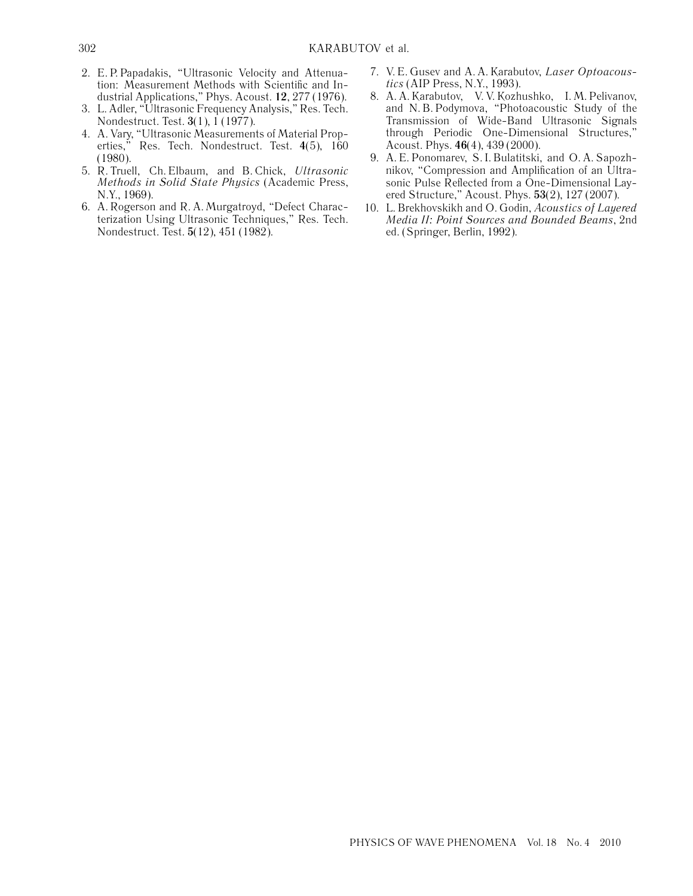2. E. P. Papadakis, "Ultrasonic Velocity and Attenuation: Measurement Methods with Scientific and Industrial Applications," Phys. Acoust. **12**, 277 (1976).
3. L. Adler, "Ultrasonic Frequency Analysis," Res. Tech. Nondestruct. Test. **3**(1), 1 (1977).
4. A. Vary, "Ultrasonic Measurements of Material Properties," Res. Tech. Nondestruct. Test. **4**(5), 160 (1980).
5. R. Truell, Ch. Elbaum, and B. Chick, *Ultrasonic Methods in Solid State Physics* (Academic Press, N.Y., 1969).
6. A. Rogerson and R. A. Murgatroyd, "Defect Characterization Using Ultrasonic Techniques," Res. Tech. Nondestruct. Test. **5**(12), 451 (1982).
7. V. E. Gusev and A. A. Karabutov, *Laser Optoacoustics* (AIP Press, N.Y., 1993).
8. A. A. Karabutov, V. V. Kozhushko, I. M. Pelivanov, and N. B. Podymova, "Photoacoustic Study of the Transmission of Wide-Band Ultrasonic Signals through Periodic One-Dimensional Structures," Acoust. Phys. **46**(4), 439 (2000).
9. A. E. Ponomarev, S. I. Bulatitski, and O. A. Sapozhnikov, "Compression and Amplification of an Ultrasonic Pulse Reflected from a One-Dimensional Layered Structure," Acoust. Phys. **53**(2), 127 (2007).
10. L. Brekhovskikh and O. Godin, *Acoustics of Layered Media II: Point Sources and Bounded Beams*, 2nd ed. (Springer, Berlin, 1992).